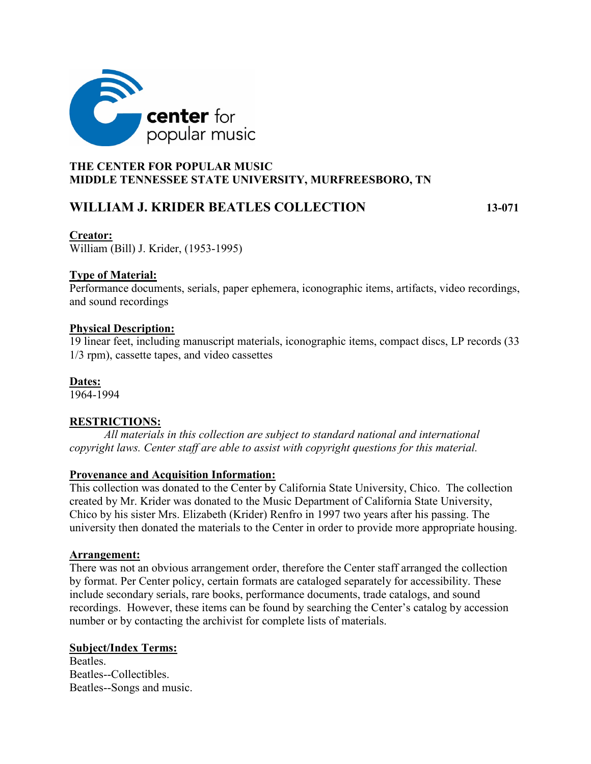center for popular music

**THE CENTER FOR POPULAR MUSIC**
**MIDDLE TENNESSEE STATE UNIVERSITY, MURFREESBORO, TN**

# WILLIAM J. KRIDER BEATLES COLLECTION 13-071

**Creator:**
William (Bill) J. Krider, (1953-1995)

**Type of Material:**
Performance documents, serials, paper ephemera, iconographic items, artifacts, video recordings, and sound recordings

**Physical Description:**
19 linear feet, including manuscript materials, iconographic items, compact discs, LP records (33 1/3 rpm), cassette tapes, and video cassettes

**Dates:**
1964-1994

**RESTRICTIONS:**
*All materials in this collection are subject to standard national and international copyright laws. Center staff are able to assist with copyright questions for this material.*

**Provenance and Acquisition Information:**
This collection was donated to the Center by California State University, Chico. The collection created by Mr. Krider was donated to the Music Department of California State University, Chico by his sister Mrs. Elizabeth (Krider) Renfro in 1997 two years after his passing. The university then donated the materials to the Center in order to provide more appropriate housing.

**Arrangement:**
There was not an obvious arrangement order, therefore the Center staff arranged the collection by format. Per Center policy, certain formats are cataloged separately for accessibility. These include secondary serials, rare books, performance documents, trade catalogs, and sound recordings. However, these items can be found by searching the Center's catalog by accession number or by contacting the archivist for complete lists of materials.

**Subject/Index Terms:**
Beatles.
Beatles--Collectibles.
Beatles--Songs and music.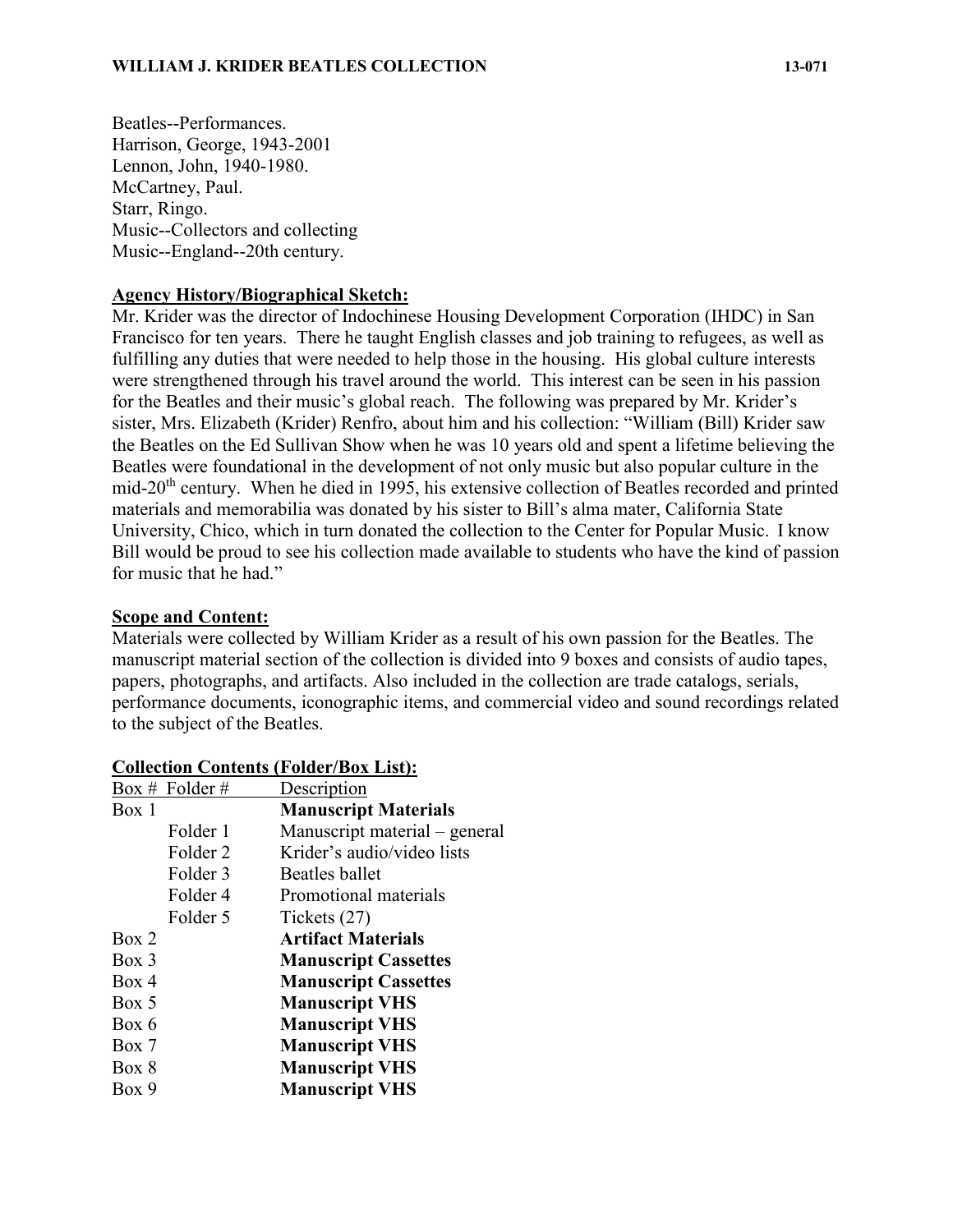Beatles--Performances.
Harrison, George, 1943-2001
Lennon, John, 1940-1980.
McCartney, Paul.
Starr, Ringo.
Music--Collectors and collecting
Music--England--20th century.

## Agency History/Biographical Sketch:

Mr. Krider was the director of Indochinese Housing Development Corporation (IHDC) in San Francisco for ten years. There he taught English classes and job training to refugees, as well as fulfilling any duties that were needed to help those in the housing. His global culture interests were strengthened through his travel around the world. This interest can be seen in his passion for the Beatles and their music's global reach. The following was prepared by Mr. Krider's sister, Mrs. Elizabeth (Krider) Renfro, about him and his collection: "William (Bill) Krider saw the Beatles on the Ed Sullivan Show when he was 10 years old and spent a lifetime believing the Beatles were foundational in the development of not only music but also popular culture in the mid-20th century. When he died in 1995, his extensive collection of Beatles recorded and printed materials and memorabilia was donated by his sister to Bill's alma mater, California State University, Chico, which in turn donated the collection to the Center for Popular Music. I know Bill would be proud to see his collection made available to students who have the kind of passion for music that he had."

## Scope and Content:

Materials were collected by William Krider as a result of his own passion for the Beatles. The manuscript material section of the collection is divided into 9 boxes and consists of audio tapes, papers, photographs, and artifacts. Also included in the collection are trade catalogs, serials, performance documents, iconographic items, and commercial video and sound recordings related to the subject of the Beatles.

## Collection Contents (Folder/Box List):

| Box # | Folder # | Description |
|---|---|---|
| Box 1 | | **Manuscript Materials** |
| | Folder 1 | Manuscript material – general |
| | Folder 2 | Krider's audio/video lists |
| | Folder 3 | Beatles ballet |
| | Folder 4 | Promotional materials |
| | Folder 5 | Tickets (27) |
| Box 2 | | **Artifact Materials** |
| Box 3 | | **Manuscript Cassettes** |
| Box 4 | | **Manuscript Cassettes** |
| Box 5 | | **Manuscript VHS** |
| Box 6 | | **Manuscript VHS** |
| Box 7 | | **Manuscript VHS** |
| Box 8 | | **Manuscript VHS** |
| Box 9 | | **Manuscript VHS** |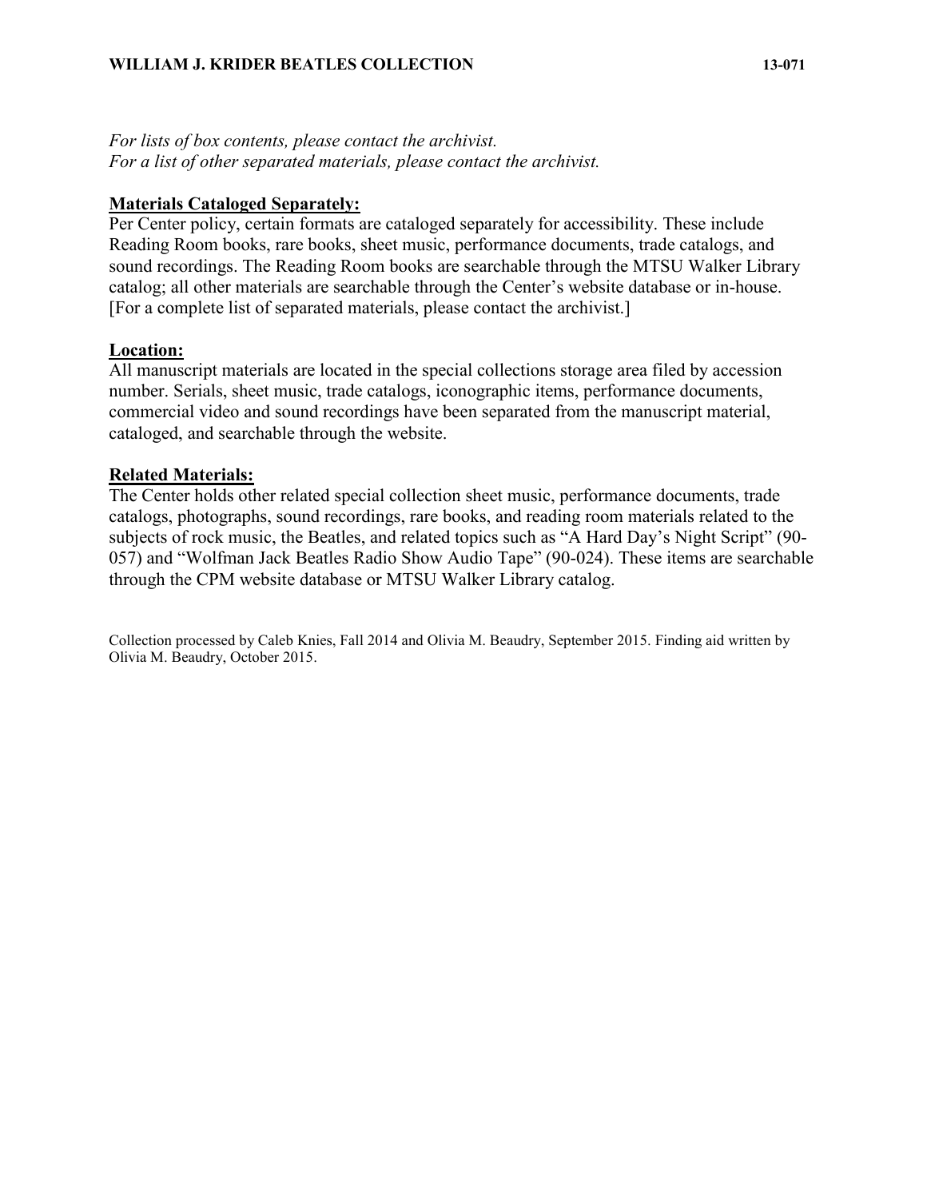*For lists of box contents, please contact the archivist.*
*For a list of other separated materials, please contact the archivist.*

**Materials Cataloged Separately:**

Per Center policy, certain formats are cataloged separately for accessibility. These include Reading Room books, rare books, sheet music, performance documents, trade catalogs, and sound recordings. The Reading Room books are searchable through the MTSU Walker Library catalog; all other materials are searchable through the Center's website database or in-house. [For a complete list of separated materials, please contact the archivist.]

**Location:**

All manuscript materials are located in the special collections storage area filed by accession number. Serials, sheet music, trade catalogs, iconographic items, performance documents, commercial video and sound recordings have been separated from the manuscript material, cataloged, and searchable through the website.

**Related Materials:**

The Center holds other related special collection sheet music, performance documents, trade catalogs, photographs, sound recordings, rare books, and reading room materials related to the subjects of rock music, the Beatles, and related topics such as "A Hard Day's Night Script" (90-057) and "Wolfman Jack Beatles Radio Show Audio Tape" (90-024). These items are searchable through the CPM website database or MTSU Walker Library catalog.

Collection processed by Caleb Knies, Fall 2014 and Olivia M. Beaudry, September 2015. Finding aid written by Olivia M. Beaudry, October 2015.